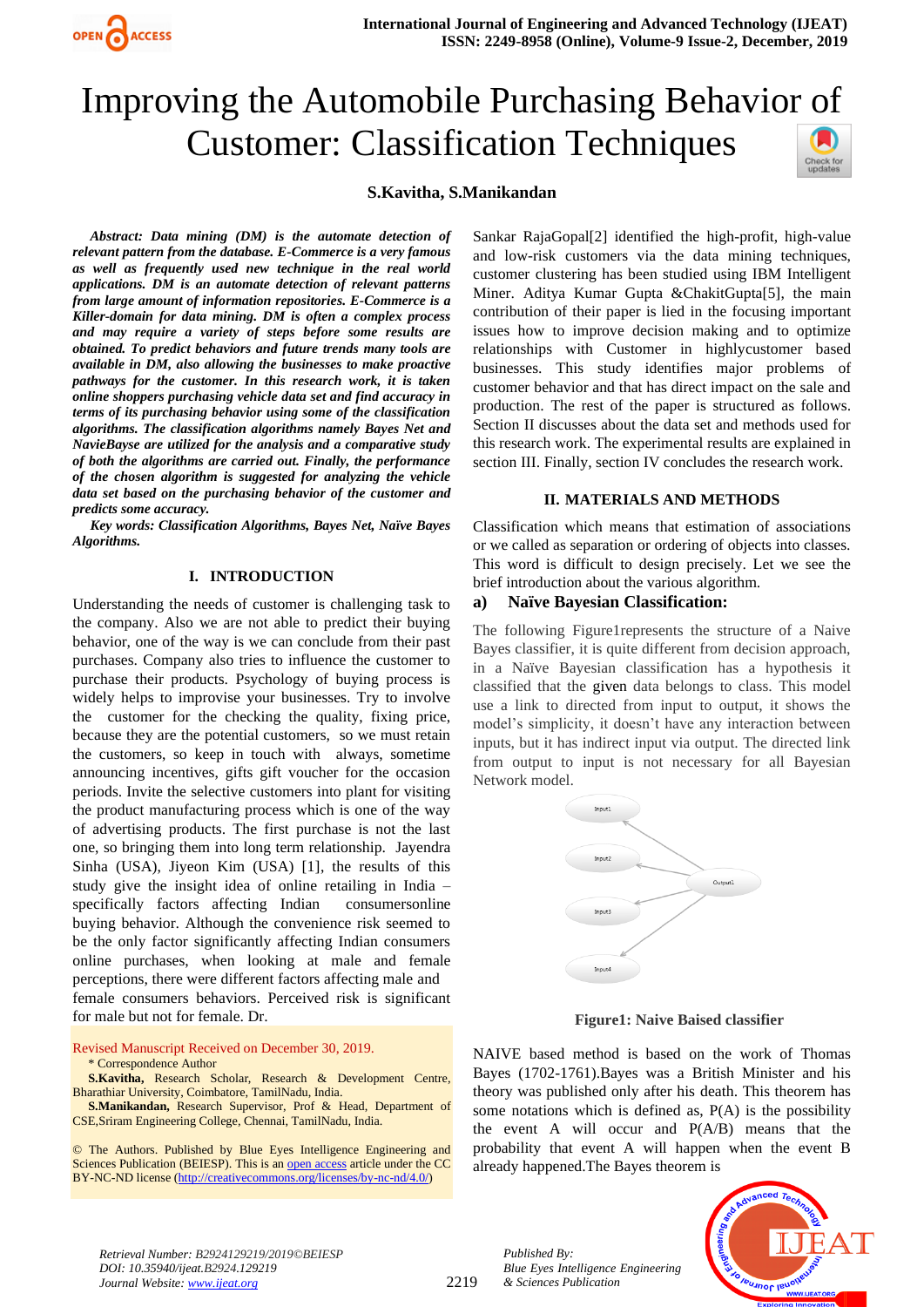# Improving the Automobile Purchasing Behavior of Customer: Classification Techniques

**S.Kavitha, S.Manikandan**

***Abstract:*** ***Data mining (DM) is the automate detection of relevant pattern from the database. E-Commerce is a very famous as well as frequently used new technique in the real world applications. DM is an automate detection of relevant patterns from large amount of information repositories. E-Commerce is a Killer-domain for data mining. DM is often a complex process and may require a variety of steps before some results are obtained. To predict behaviors and future trends many tools are available in DM, also allowing the businesses to make proactive pathways for the customer. In this research work, it is taken online shoppers purchasing vehicle data set and find accuracy in terms of its purchasing behavior using some of the classification algorithms. The classification algorithms namely Bayes Net and NavieBayse are utilized for the analysis and a comparative study of both the algorithms are carried out. Finally, the performance of the chosen algorithm is suggested for analyzing the vehicle data set based on the purchasing behavior of the customer and predicts some accuracy.***

***Key words: Classification Algorithms, Bayes Net, Naïve Bayes Algorithms.***

## I. INTRODUCTION

Understanding the needs of customer is challenging task to the company. Also we are not able to predict their buying behavior, one of the way is we can conclude from their past purchases. Company also tries to influence the customer to purchase their products. Psychology of buying process is widely helps to improve your businesses. Try to involve the customer for the checking the quality, fixing price, because they are the potential customers, so we must retain the customers, so keep in touch with always, sometime announcing incentives, gifts gift voucher for the occasion periods. Invite the selective customers into plant for visiting the product manufacturing process which is one of the way of advertising products. The first purchase is not the last one, so bringing them into long term relationship. Jayendra Sinha (USA), Jiyeon Kim (USA) [1], the results of this study give the insight idea of online retailing in India – specifically factors affecting Indian consumersonline buying behavior. Although the convenience risk seemed to be the only factor significantly affecting Indian consumers online purchases, when looking at male and female perceptions, there were different factors affecting male and female consumers behaviors. Perceived risk is significant for male but not for female. Dr. Sankar RajaGopal[2] identified the high-profit, high-value and low-risk customers via the data mining techniques, customer clustering has been studied using IBM Intelligent Miner. Aditya Kumar Gupta &ChakitGupta[5], the main contribution of their paper is lied in the focusing important issues how to improve decision making and to optimize relationships with Customer in highlycustomer based businesses. This study identifies major problems of customer behavior and that has direct impact on the sale and production. The rest of the paper is structured as follows. Section II discusses about the data set and methods used for this research work. The experimental results are explained in section III. Finally, section IV concludes the research work.

Revised Manuscript Received on December 30, 2019.

\* Correspondence Author

**S.Kavitha,** Research Scholar, Research & Development Centre, Bharathiar University, Coimbatore, TamilNadu, India.

**S.Manikandan,** Research Supervisor, Prof & Head, Department of CSE,Sriram Engineering College, Chennai, TamilNadu, India.

© The Authors. Published by Blue Eyes Intelligence Engineering and Sciences Publication (BEIESP). This is an open access article under the CC BY-NC-ND license (http://creativecommons.org/licenses/by-nc-nd/4.0/)

## II. MATERIALS AND METHODS

Classification which means that estimation of associations or we called as separation or ordering of objects into classes. This word is difficult to design precisely. Let we see the brief introduction about the various algorithm.

### a) Naïve Bayesian Classification:

The following Figure1represents the structure of a Naive Bayes classifier, it is quite different from decision approach, in a Naïve Bayesian classification has a hypothesis it classified that the given data belongs to class. This model use a link to directed from input to output, it shows the model's simplicity, it doesn't have any interaction between inputs, but it has indirect input via output. The directed link from output to input is not necessary for all Bayesian Network model.

**Figure1: Naive Baised classifier**

NAIVE based method is based on the work of Thomas Bayes (1702-1761).Bayes was a British Minister and his theory was published only after his death. This theorem has some notations which is defined as, P(A) is the possibility the event A will occur and P(A/B) means that the probability that event A will happen when the event B already happened.The Bayes theorem is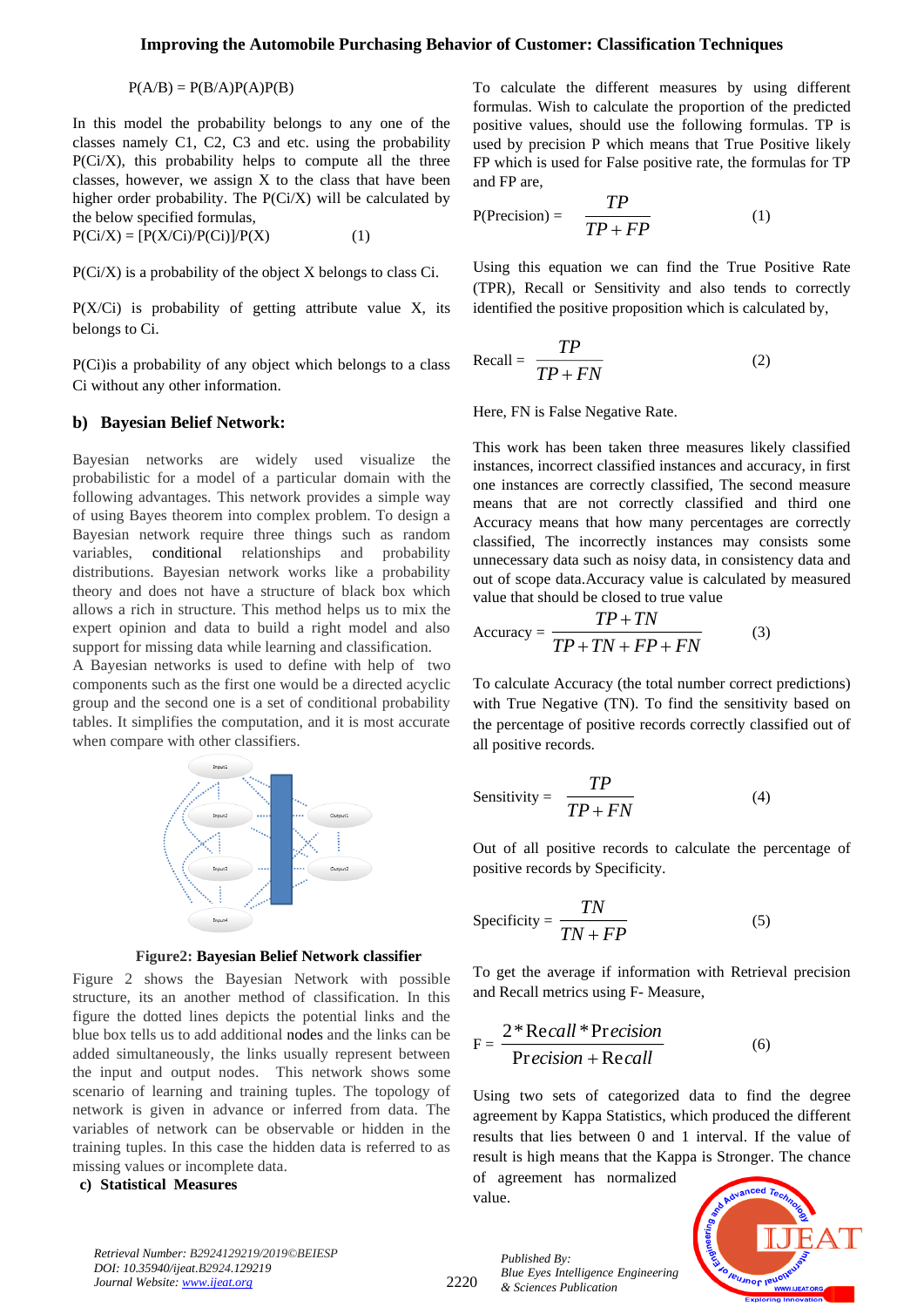$P(A/B) = P(B/A)P(A)P(B)$

In this model the probability belongs to any one of the classes namely C1, C2, C3 and etc. using the probability $P(Ci/X)$, this probability helps to compute all the three classes, however, we assign X to the class that have been higher order probability. The $P(Ci/X)$ will be calculated by the below specified formulas,

$$P(Ci/X) = [P(X/Ci)/P(Ci)]/P(X) \quad (1)$$

$P(Ci/X)$ is a probability of the object X belongs to class Ci.

$P(X/Ci)$ is probability of getting attribute value X, its belongs to Ci.

$P(Ci)$is a probability of any object which belongs to a class Ci without any other information.

### b) Bayesian Belief Network:

Bayesian networks are widely used visualize the probabilistic for a model of a particular domain with the following advantages. This network provides a simple way of using Bayes theorem into complex problem. To design a Bayesian network require three things such as random variables, conditional relationships and probability distributions. Bayesian network works like a probability theory and does not have a structure of black box which allows a rich in structure. This method helps us to mix the expert opinion and data to build a right model and also support for missing data while learning and classification.

A Bayesian networks is used to define with help of two components such as the first one would be a directed acyclic group and the second one is a set of conditional probability tables. It simplifies the computation, and it is most accurate when compare with other classifiers.

**Figure2: Bayesian Belief Network classifier**

Figure 2 shows the Bayesian Network with possible structure, its an another method of classification. In this figure the dotted lines depicts the potential links and the blue box tells us to add additional nodes and the links can be added simultaneously, the links usually represent between the input and output nodes. This network shows some scenario of learning and training tuples. The topology of network is given in advance or inferred from data. The variables of network can be observable or hidden in the training tuples. In this case the hidden data is referred to as missing values or incomplete data.

### c) Statistical Measures

To calculate the different measures by using different formulas. Wish to calculate the proportion of the predicted positive values, should use the following formulas. TP is used by precision P which means that True Positive likely FP which is used for False positive rate, the formulas for TP and FP are,

$$P(\text{Precision}) = \frac{TP}{TP+FP} \quad (1)$$

Using this equation we can find the True Positive Rate (TPR), Recall or Sensitivity and also tends to correctly identified the positive proposition which is calculated by,

$$\text{Recall} = \frac{TP}{TP+FN} \quad (2)$$

Here, FN is False Negative Rate.

This work has been taken three measures likely classified instances, incorrect classified instances and accuracy, in first one instances are correctly classified, The second measure means that are not correctly classified and third one Accuracy means that how many percentages are correctly classified, The incorrectly instances may consists some unnecessary data such as noisy data, in consistency data and out of scope data.Accuracy value is calculated by measured value that should be closed to true value

$$\text{Accuracy} = \frac{TP+TN}{TP+TN+FP+FN} \quad (3)$$

To calculate Accuracy (the total number correct predictions) with True Negative (TN). To find the sensitivity based on the percentage of positive records correctly classified out of all positive records.

$$\text{Sensitivity} = \frac{TP}{TP+FN} \quad (4)$$

Out of all positive records to calculate the percentage of positive records by Specificity.

$$\text{Specificity} = \frac{TN}{TN+FP} \quad (5)$$

To get the average if information with Retrieval precision and Recall metrics using F- Measure,

$$F = \frac{2*\text{Recall}*\text{Precision}}{\text{Precision}+\text{Recall}} \quad (6)$$

Using two sets of categorized data to find the degree agreement by Kappa Statistics, which produced the different results that lies between 0 and 1 interval. If the value of result is high means that the Kappa is Stronger. The chance of agreement has normalized value.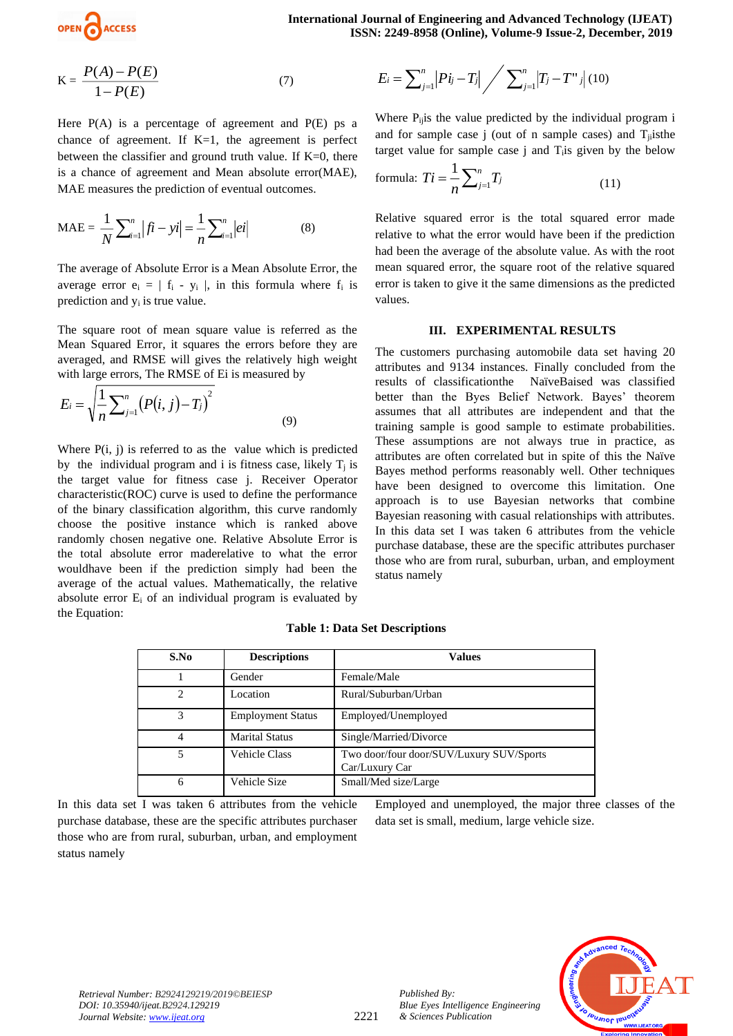$$K = \frac{P(A) - P(E)}{1 - P(E)} \quad (7)$$

Here P(A) is a percentage of agreement and P(E) ps a chance of agreement. If K=1, the agreement is perfect between the classifier and ground truth value. If K=0, there is a chance of agreement and Mean absolute error(MAE), MAE measures the prediction of eventual outcomes.

$$\text{MAE} = \frac{1}{N}\sum_{i=1}^{n} |fi - yi| = \frac{1}{n}\sum_{i=1}^{n} |ei| \quad (8)$$

The average of Absolute Error is a Mean Absolute Error, the average error $e_i = | f_i - y_i |$, in this formula where $f_i$ is prediction and $y_i$ is true value.

The square root of mean square value is referred as the Mean Squared Error, it squares the errors before they are averaged, and RMSE will gives the relatively high weight with large errors, The RMSE of Ei is measured by

$$E_i = \sqrt{\frac{1}{n}\sum_{j=1}^{n} \left(P(i, j) - T_j\right)^2} \quad (9)$$

Where P(i, j) is referred to as the value which is predicted by the individual program and i is fitness case, likely $T_j$ is the target value for fitness case j. Receiver Operator characteristic(ROC) curve is used to define the performance of the binary classification algorithm, this curve randomly choose the positive instance which is ranked above randomly chosen negative one. Relative Absolute Error is the total absolute error maderelative to what the error wouldhave been if the prediction simply had been the average of the actual values. Mathematically, the relative absolute error $E_i$ of an individual program is evaluated by the Equation:

$$E_i = \sum_{j=1}^{n} |Pi_j - T_j| \Big/ \sum_{j=1}^{n} |T_j - T"_j| \quad (10)$$

Where $P_{ij}$is the value predicted by the individual program i and for sample case j (out of n sample cases) and $T_j$isthe target value for sample case j and $T_i$is given by the below formula:

$$Ti = \frac{1}{n}\sum_{j=1}^{n} T_j \quad (11)$$

Relative squared error is the total squared error made relative to what the error would have been if the prediction had been the average of the absolute value. As with the root mean squared error, the square root of the relative squared error is taken to give it the same dimensions as the predicted values.

## III. EXPERIMENTAL RESULTS

The customers purchasing automobile data set having 20 attributes and 9134 instances. Finally concluded from the results of classificationthe NaïveBaised was classified better than the Byes Belief Network. Bayes' theorem assumes that all attributes are independent and that the training sample is good sample to estimate probabilities. These assumptions are not always true in practice, as attributes are often correlated but in spite of this the Naïve Bayes method performs reasonably well. Other techniques have been designed to overcome this limitation. One approach is to use Bayesian networks that combine Bayesian reasoning with casual relationships with attributes. In this data set I was taken 6 attributes from the vehicle purchase database, these are the specific attributes purchaser those who are from rural, suburban, urban, and employment status namely

**Table 1: Data Set Descriptions**

| S.No | Descriptions | Values |
|---|---|---|
| 1 | Gender | Female/Male |
| 2 | Location | Rural/Suburban/Urban |
| 3 | Employment Status | Employed/Unemployed |
| 4 | Marital Status | Single/Married/Divorce |
| 5 | Vehicle Class | Two door/four door/SUV/Luxury SUV/Sports Car/Luxury Car |
| 6 | Vehicle Size | Small/Med size/Large |

In this data set I was taken 6 attributes from the vehicle purchase database, these are the specific attributes purchaser those who are from rural, suburban, urban, and employment status namely Employed and unemployed, the major three classes of the data set is small, medium, large vehicle size.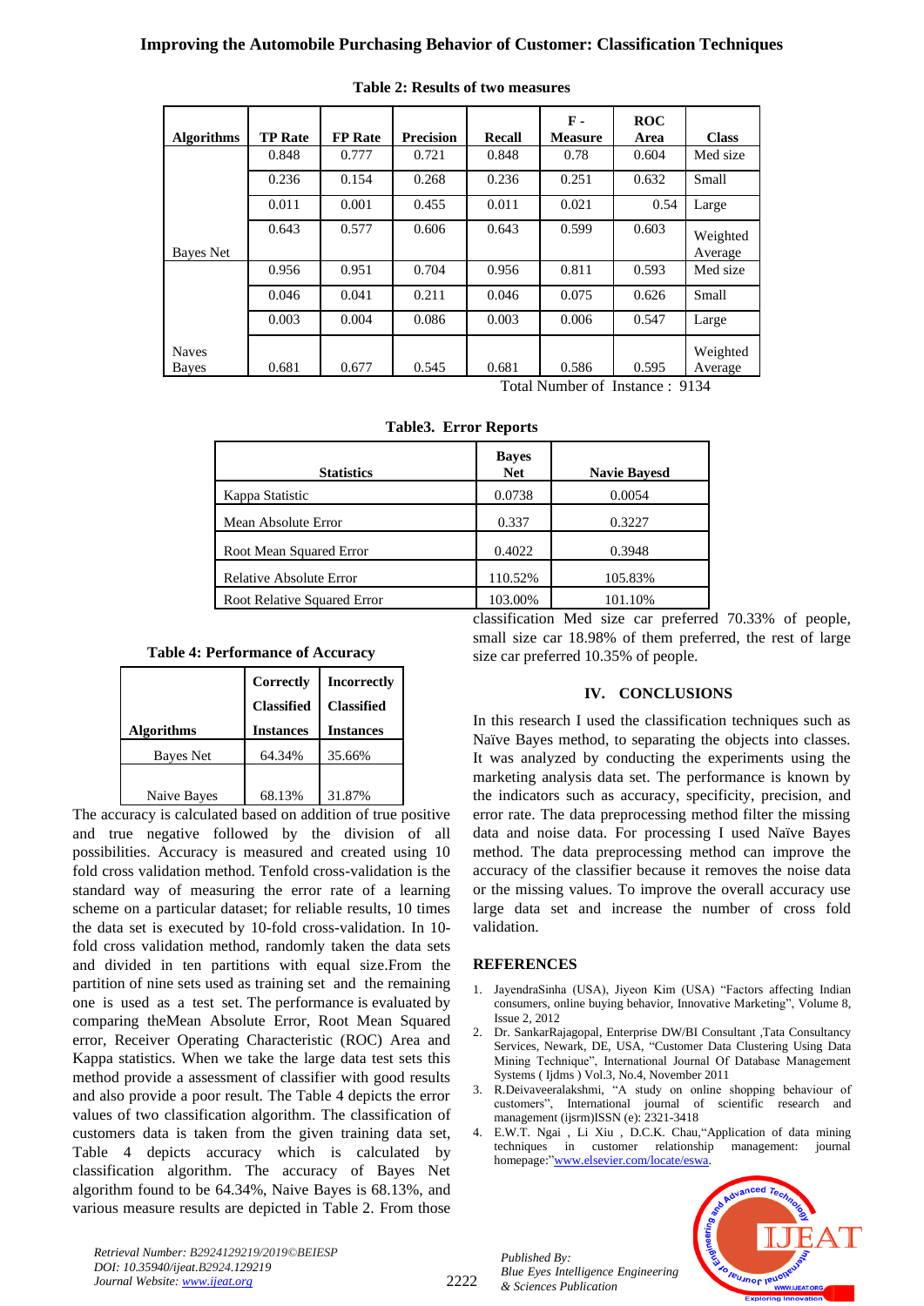**Table 2: Results of two measures**

| Algorithms | TP Rate | FP Rate | Precision | Recall | F - Measure | ROC Area | Class |
|---|---|---|---|---|---|---|---|
| Bayes Net | 0.848 | 0.777 | 0.721 | 0.848 | 0.78 | 0.604 | Med size |
| | 0.236 | 0.154 | 0.268 | 0.236 | 0.251 | 0.632 | Small |
| | 0.011 | 0.001 | 0.455 | 0.011 | 0.021 | 0.54 | Large |
| | 0.643 | 0.577 | 0.606 | 0.643 | 0.599 | 0.603 | Weighted Average |
| Naves Bayes | 0.956 | 0.951 | 0.704 | 0.956 | 0.811 | 0.593 | Med size |
| | 0.046 | 0.041 | 0.211 | 0.046 | 0.075 | 0.626 | Small |
| | 0.003 | 0.004 | 0.086 | 0.003 | 0.006 | 0.547 | Large |
| | 0.681 | 0.677 | 0.545 | 0.681 | 0.586 | 0.595 | Weighted Average |

Total Number of Instance : 9134

**Table3. Error Reports**

| Statistics | Bayes Net | Navie Bayesd |
|---|---|---|
| Kappa Statistic | 0.0738 | 0.0054 |
| Mean Absolute Error | 0.337 | 0.3227 |
| Root Mean Squared Error | 0.4022 | 0.3948 |
| Relative Absolute Error | 110.52% | 105.83% |
| Root Relative Squared Error | 103.00% | 101.10% |

**Table 4: Performance of Accuracy**

| Algorithms | Correctly Classified Instances | Incorrectly Classified Instances |
|---|---|---|
| Bayes Net | 64.34% | 35.66% |
| Naive Bayes | 68.13% | 31.87% |

The accuracy is calculated based on addition of true positive and true negative followed by the division of all possibilities. Accuracy is measured and created using 10 fold cross validation method. Tenfold cross-validation is the standard way of measuring the error rate of a learning scheme on a particular dataset; for reliable results, 10 times the data set is executed by 10-fold cross-validation. In 10-fold cross validation method, randomly taken the data sets and divided in ten partitions with equal size.From the partition of nine sets used as training set and the remaining one is used as a test set. The performance is evaluated by comparing theMean Absolute Error, Root Mean Squared error, Receiver Operating Characteristic (ROC) Area and Kappa statistics. When we take the large data test sets this method provide a assessment of classifier with good results and also provide a poor result. The Table 4 depicts the error values of two classification algorithm. The classification of customers data is taken from the given training data set, Table 4 depicts accuracy which is calculated by classification algorithm. The accuracy of Bayes Net algorithm found to be 64.34%, Naive Bayes is 68.13%, and various measure results are depicted in Table 2. From those classification Med size car preferred 70.33% of people, small size car 18.98% of them preferred, the rest of large size car preferred 10.35% of people.

## IV. CONCLUSIONS

In this research I used the classification techniques such as Naïve Bayes method, to separating the objects into classes. It was analyzed by conducting the experiments using the marketing analysis data set. The performance is known by the indicators such as accuracy, specificity, precision, and error rate. The data preprocessing method filter the missing data and noise data. For processing I used Naïve Bayes method. The data preprocessing method can improve the accuracy of the classifier because it removes the noise data or the missing values. To improve the overall accuracy use large data set and increase the number of cross fold validation.

## REFERENCES

1. JayendraSinha (USA), Jiyeon Kim (USA) "Factors affecting Indian consumers, online buying behavior, Innovative Marketing", Volume 8, Issue 2, 2012
2. Dr. SankarRajagopal, Enterprise DW/BI Consultant ,Tata Consultancy Services, Newark, DE, USA, "Customer Data Clustering Using Data Mining Technique", International Journal Of Database Management Systems ( Ijdms ) Vol.3, No.4, November 2011
3. R.Deivaveeralakshmi, "A study on online shopping behaviour of customers", International journal of scientific research and management (ijsrm)ISSN (e): 2321-3418
4. E.W.T. Ngai , Li Xiu , D.C.K. Chau,"Application of data mining techniques in customer relationship management: journal homepage:"www.elsevier.com/locate/eswa.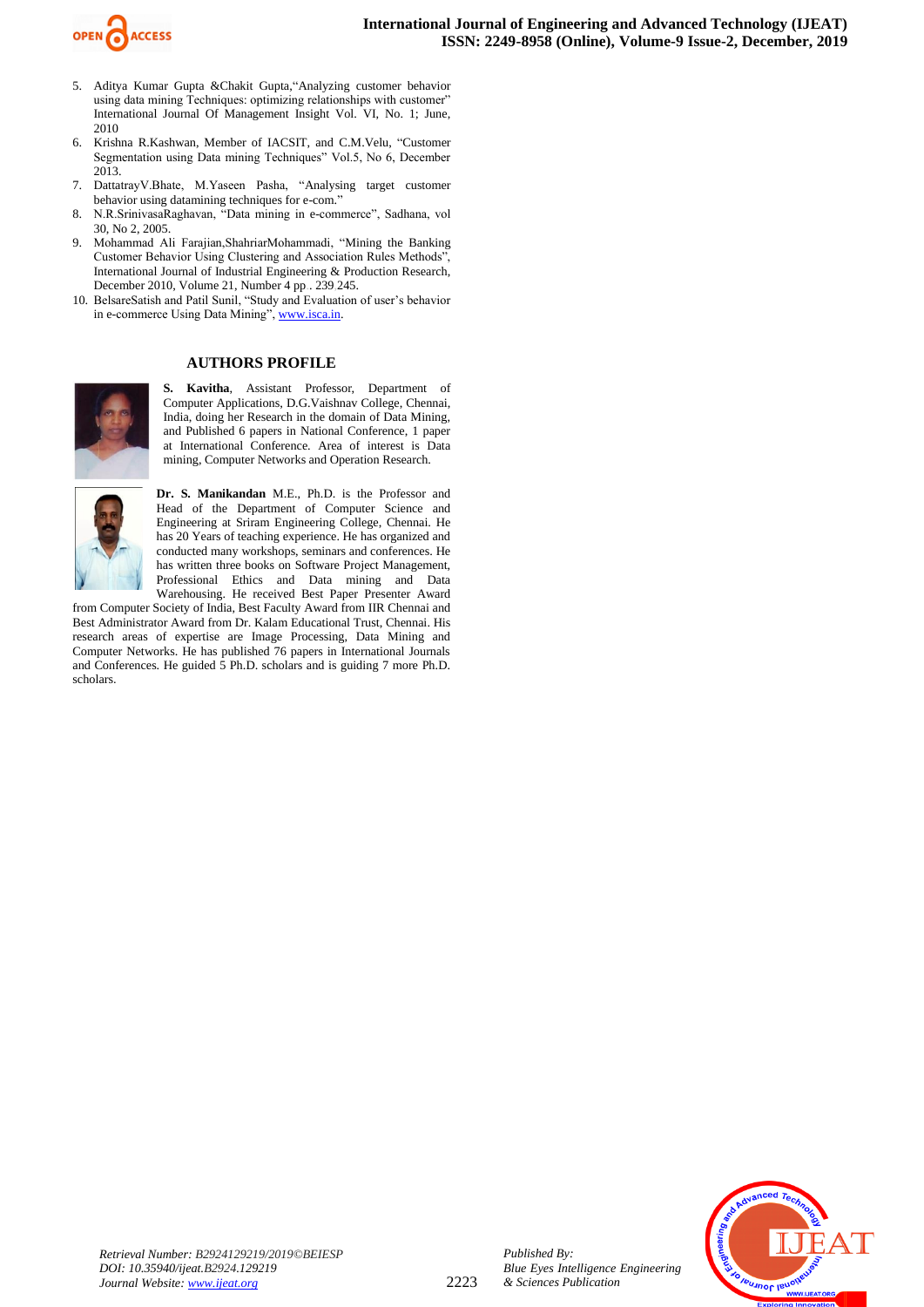5. Aditya Kumar Gupta &Chakit Gupta,"Analyzing customer behavior using data mining Techniques: optimizing relationships with customer" International Journal Of Management Insight Vol. VI, No. 1; June, 2010
6. Krishna R.Kashwan, Member of IACSIT, and C.M.Velu, "Customer Segmentation using Data mining Techniques" Vol.5, No 6, December 2013.
7. DattatrayV.Bhate, M.Yaseen Pasha, "Analysing target customer behavior using datamining techniques for e-com."
8. N.R.SrinivasaRaghavan, "Data mining in e-commerce", Sadhana, vol 30, No 2, 2005.
9. Mohammad Ali Farajian,ShahriarMohammadi, "Mining the Banking Customer Behavior Using Clustering and Association Rules Methods", International Journal of Industrial Engineering & Production Research, December 2010, Volume 21, Number 4 pp . 239 245.
10. BelsareSatish and Patil Sunil, "Study and Evaluation of user's behavior in e-commerce Using Data Mining", www.isca.in.

## AUTHORS PROFILE

**S. Kavitha**, Assistant Professor, Department of Computer Applications, D.G.Vaishnav College, Chennai, India, doing her Research in the domain of Data Mining, and Published 6 papers in National Conference, 1 paper at International Conference. Area of interest is Data mining, Computer Networks and Operation Research.

**Dr. S. Manikandan** M.E., Ph.D. is the Professor and Head of the Department of Computer Science and Engineering at Sriram Engineering College, Chennai. He has 20 Years of teaching experience. He has organized and conducted many workshops, seminars and conferences. He has written three books on Software Project Management, Professional Ethics and Data mining and Data Warehousing. He received Best Paper Presenter Award from Computer Society of India, Best Faculty Award from IIR Chennai and Best Administrator Award from Dr. Kalam Educational Trust, Chennai. His research areas of expertise are Image Processing, Data Mining and Computer Networks. He has published 76 papers in International Journals and Conferences. He guided 5 Ph.D. scholars and is guiding 7 more Ph.D. scholars.